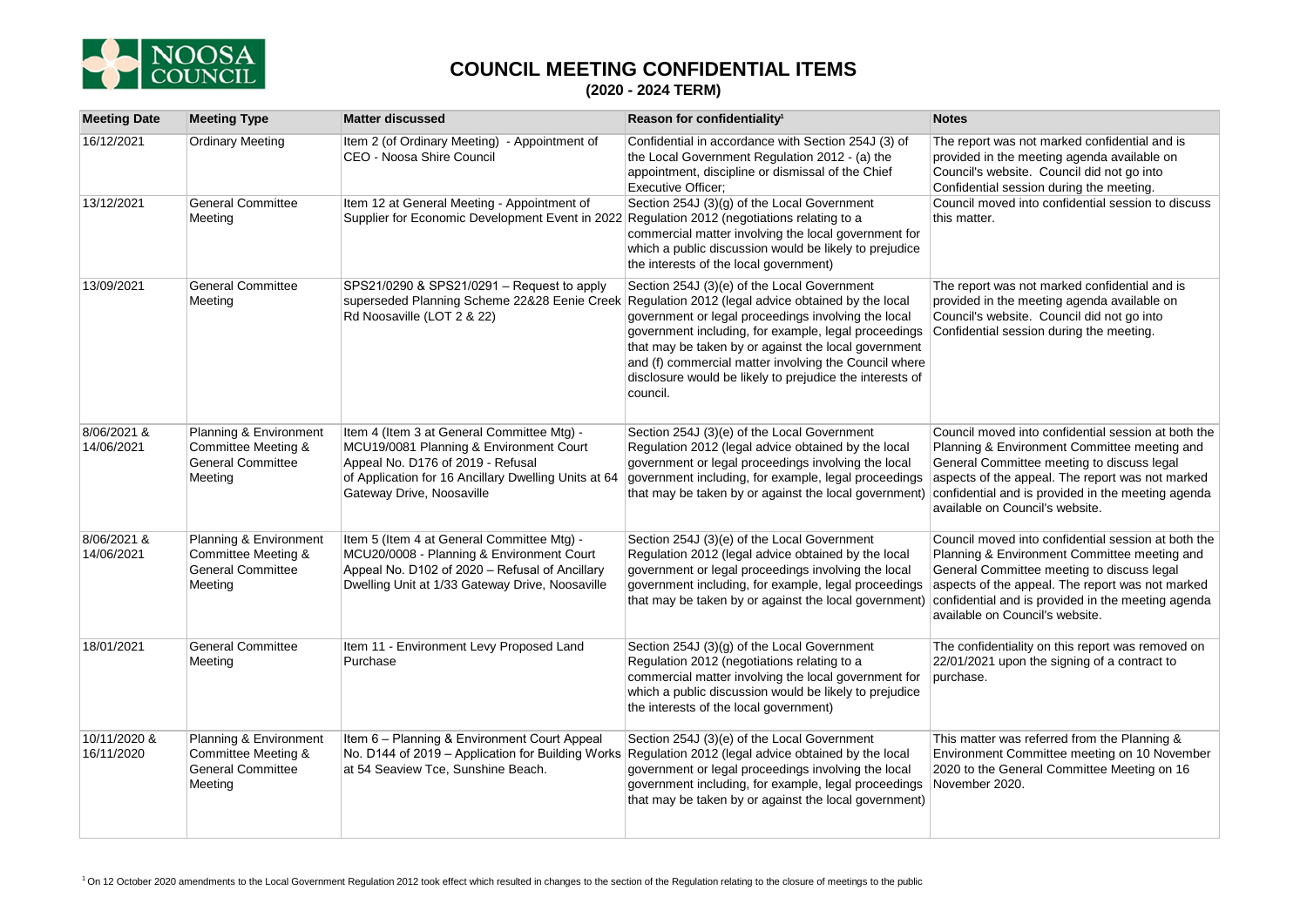# COUNCIL MEETING CONFIDENTIAL ITEMS

## (2020 - 2024 TERM)

| Meeting Date | Meeting Type | Matter discussed | Reason for confidentiality[1] | Notes |
|---|---|---|---|---|
| 16/12/2021 | Ordinary Meeting | Item 2 (of Ordinary Meeting) - Appointment of CEO - Noosa Shire Council | Confidential in accordance with Section 254J (3) of the Local Government Regulation 2012 - (a) the appointment, discipline or dismissal of the Chief Executive Officer; | The report was not marked confidential and is provided in the meeting agenda available on Council's website. Council did not go into Confidential session during the meeting. |
| 13/12/2021 | General Committee Meeting | Item 12 at General Meeting - Appointment of Supplier for Economic Development Event in 2022 | Section 254J (3)(g) of the Local Government Regulation 2012 (negotiations relating to a commercial matter involving the local government for which a public discussion would be likely to prejudice the interests of the local government) | Council moved into confidential session to discuss this matter. |
| 13/09/2021 | General Committee Meeting | SPS21/0290 & SPS21/0291 – Request to apply superseded Planning Scheme 22&28 Eenie Creek Rd Noosaville (LOT 2 & 22) | Section 254J (3)(e) of the Local Government Regulation 2012 (legal advice obtained by the local government or legal proceedings involving the local government including, for example, legal proceedings that may be taken by or against the local government and (f) commercial matter involving the Council where disclosure would be likely to prejudice the interests of council. | The report was not marked confidential and is provided in the meeting agenda available on Council's website. Council did not go into Confidential session during the meeting. |
| 8/06/2021 & 14/06/2021 | Planning & Environment Committee Meeting & General Committee Meeting | Item 4 (Item 3 at General Committee Mtg) - MCU19/0081 Planning & Environment Court Appeal No. D176 of 2019 - Refusal of Application for 16 Ancillary Dwelling Units at 64 Gateway Drive, Noosaville | Section 254J (3)(e) of the Local Government Regulation 2012 (legal advice obtained by the local government or legal proceedings involving the local government including, for example, legal proceedings that may be taken by or against the local government) | Council moved into confidential session at both the Planning & Environment Committee meeting and General Committee meeting to discuss legal aspects of the appeal. The report was not marked confidential and is provided in the meeting agenda available on Council's website. |
| 8/06/2021 & 14/06/2021 | Planning & Environment Committee Meeting & General Committee Meeting | Item 5 (Item 4 at General Committee Mtg) - MCU20/0008 - Planning & Environment Court Appeal No. D102 of 2020 – Refusal of Ancillary Dwelling Unit at 1/33 Gateway Drive, Noosaville | Section 254J (3)(e) of the Local Government Regulation 2012 (legal advice obtained by the local government or legal proceedings involving the local government including, for example, legal proceedings that may be taken by or against the local government) | Council moved into confidential session at both the Planning & Environment Committee meeting and General Committee meeting to discuss legal aspects of the appeal. The report was not marked confidential and is provided in the meeting agenda available on Council's website. |
| 18/01/2021 | General Committee Meeting | Item 11 - Environment Levy Proposed Land Purchase | Section 254J (3)(g) of the Local Government Regulation 2012 (negotiations relating to a commercial matter involving the local government for which a public discussion would be likely to prejudice the interests of the local government) | The confidentiality on this report was removed on 22/01/2021 upon the signing of a contract to purchase. |
| 10/11/2020 & 16/11/2020 | Planning & Environment Committee Meeting & General Committee Meeting | Item 6 – Planning & Environment Court Appeal No. D144 of 2019 – Application for Building Works at 54 Seaview Tce, Sunshine Beach. | Section 254J (3)(e) of the Local Government Regulation 2012 (legal advice obtained by the local government or legal proceedings involving the local government including, for example, legal proceedings that may be taken by or against the local government) | This matter was referred from the Planning & Environment Committee meeting on 10 November 2020 to the General Committee Meeting on 16 November 2020. |

[1] On 12 October 2020 amendments to the Local Government Regulation 2012 took effect which resulted in changes to the section of the Regulation relating to the closure of meetings to the public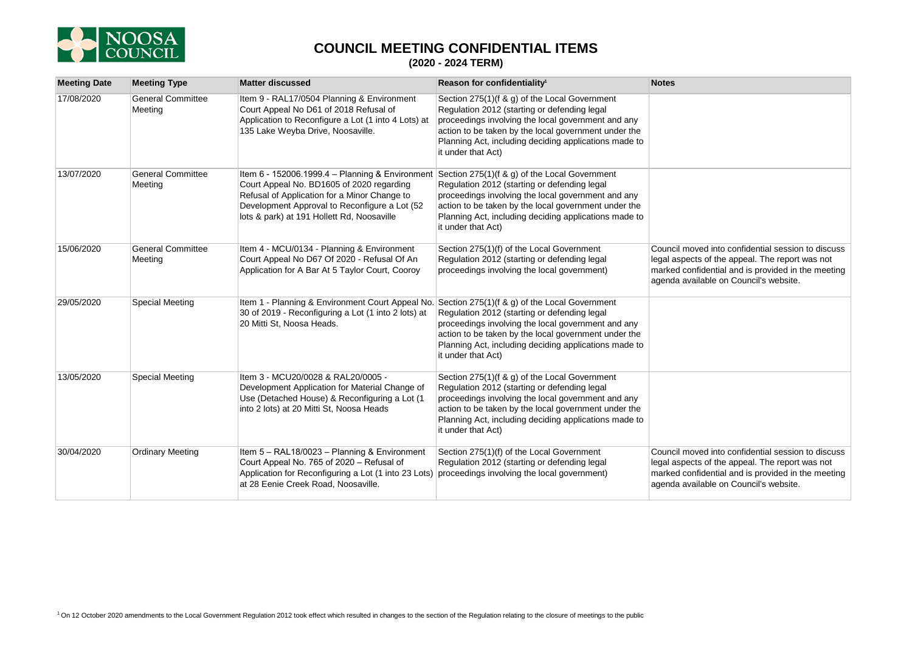# COUNCIL MEETING CONFIDENTIAL ITEMS

## (2020 - 2024 TERM)

| Meeting Date | Meeting Type | Matter discussed | Reason for confidentiality[1] | Notes |
|---|---|---|---|---|
| 17/08/2020 | General Committee Meeting | Item 9 - RAL17/0504 Planning & Environment Court Appeal No D61 of 2018 Refusal of Application to Reconfigure a Lot (1 into 4 Lots) at 135 Lake Weyba Drive, Noosaville. | Section 275(1)(f & g) of the Local Government Regulation 2012 (starting or defending legal proceedings involving the local government and any action to be taken by the local government under the Planning Act, including deciding applications made to it under that Act) | |
| 13/07/2020 | General Committee Meeting | Item 6 - 152006.1999.4 – Planning & Environment Court Appeal No. BD1605 of 2020 regarding Refusal of Application for a Minor Change to Development Approval to Reconfigure a Lot (52 lots & park) at 191 Hollett Rd, Noosaville | Section 275(1)(f & g) of the Local Government Regulation 2012 (starting or defending legal proceedings involving the local government and any action to be taken by the local government under the Planning Act, including deciding applications made to it under that Act) | |
| 15/06/2020 | General Committee Meeting | Item 4 - MCU/0134 - Planning & Environment Court Appeal No D67 Of 2020 - Refusal Of An Application for A Bar At 5 Taylor Court, Cooroy | Section 275(1)(f) of the Local Government Regulation 2012 (starting or defending legal proceedings involving the local government) | Council moved into confidential session to discuss legal aspects of the appeal. The report was not marked confidential and is provided in the meeting agenda available on Council's website. |
| 29/05/2020 | Special Meeting | Item 1 - Planning & Environment Court Appeal No. 30 of 2019 - Reconfiguring a Lot (1 into 2 lots) at 20 Mitti St, Noosa Heads. | Section 275(1)(f & g) of the Local Government Regulation 2012 (starting or defending legal proceedings involving the local government and any action to be taken by the local government under the Planning Act, including deciding applications made to it under that Act) | |
| 13/05/2020 | Special Meeting | Item 3 - MCU20/0028 & RAL20/0005 - Development Application for Material Change of Use (Detached House) & Reconfiguring a Lot (1 into 2 lots) at 20 Mitti St, Noosa Heads | Section 275(1)(f & g) of the Local Government Regulation 2012 (starting or defending legal proceedings involving the local government and any action to be taken by the local government under the Planning Act, including deciding applications made to it under that Act) | |
| 30/04/2020 | Ordinary Meeting | Item 5 – RAL18/0023 – Planning & Environment Court Appeal No. 765 of 2020 – Refusal of Application for Reconfiguring a Lot (1 into 23 Lots) at 28 Eenie Creek Road, Noosaville. | Section 275(1)(f) of the Local Government Regulation 2012 (starting or defending legal proceedings involving the local government) | Council moved into confidential session to discuss legal aspects of the appeal. The report was not marked confidential and is provided in the meeting agenda available on Council's website. |

[1] On 12 October 2020 amendments to the Local Government Regulation 2012 took effect which resulted in changes to the section of the Regulation relating to the closure of meetings to the public